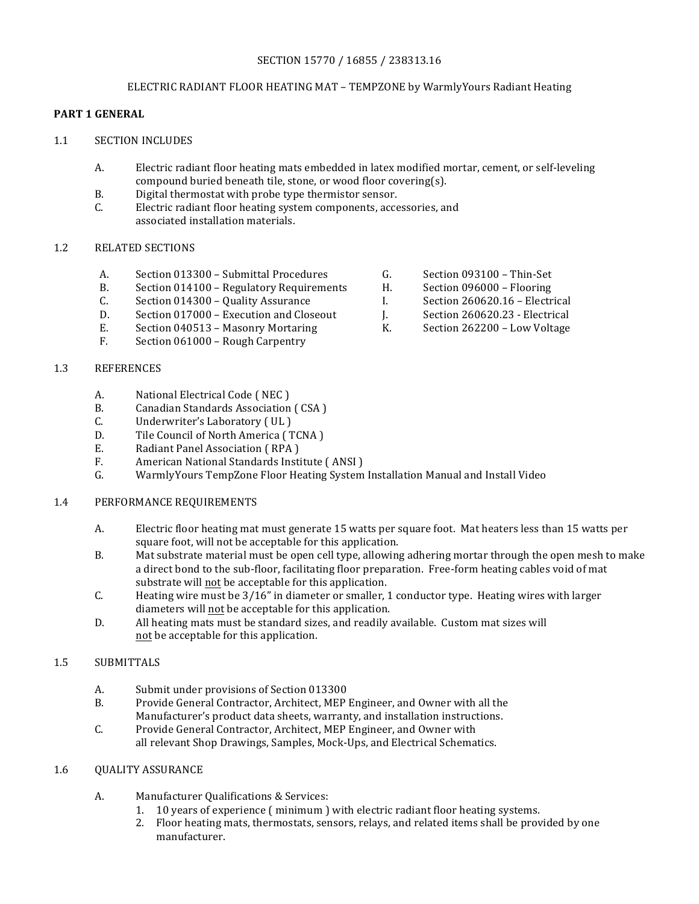SECTION 15770 / 16855 / 238313.16

ELECTRIC RADIANT FLOOR HEATING MAT – TEMPZONE by WarmlyYours Radiant Heating

## PART 1 GENERAL

### 1.1 SECTION INCLUDES

A. Electric radiant floor heating mats embedded in latex modified mortar, cement, or self-leveling compound buried beneath tile, stone, or wood floor covering(s).
B. Digital thermostat with probe type thermistor sensor.
C. Electric radiant floor heating system components, accessories, and associated installation materials.

### 1.2 RELATED SECTIONS

A. Section 013300 – Submittal Procedures
B. Section 014100 – Regulatory Requirements
C. Section 014300 – Quality Assurance
D. Section 017000 – Execution and Closeout
E. Section 040513 – Masonry Mortaring
F. Section 061000 – Rough Carpentry
G. Section 093100 – Thin-Set
H. Section 096000 – Flooring
I. Section 260620.16 – Electrical
J. Section 260620.23 - Electrical
K. Section 262200 – Low Voltage

### 1.3 REFERENCES

A. National Electrical Code ( NEC )
B. Canadian Standards Association ( CSA )
C. Underwriter's Laboratory ( UL )
D. Tile Council of North America ( TCNA )
E. Radiant Panel Association ( RPA )
F. American National Standards Institute ( ANSI )
G. WarmlyYours TempZone Floor Heating System Installation Manual and Install Video

### 1.4 PERFORMANCE REQUIREMENTS

A. Electric floor heating mat must generate 15 watts per square foot. Mat heaters less than 15 watts per square foot, will not be acceptable for this application.
B. Mat substrate material must be open cell type, allowing adhering mortar through the open mesh to make a direct bond to the sub-floor, facilitating floor preparation. Free-form heating cables void of mat substrate will <u>not</u> be acceptable for this application.
C. Heating wire must be 3/16" in diameter or smaller, 1 conductor type. Heating wires with larger diameters will <u>not</u> be acceptable for this application.
D. All heating mats must be standard sizes, and readily available. Custom mat sizes will <u>not</u> be acceptable for this application.

### 1.5 SUBMITTALS

A. Submit under provisions of Section 013300
B. Provide General Contractor, Architect, MEP Engineer, and Owner with all the Manufacturer's product data sheets, warranty, and installation instructions.
C. Provide General Contractor, Architect, MEP Engineer, and Owner with all relevant Shop Drawings, Samples, Mock-Ups, and Electrical Schematics.

### 1.6 QUALITY ASSURANCE

A. Manufacturer Qualifications & Services:
   1. 10 years of experience ( minimum ) with electric radiant floor heating systems.
   2. Floor heating mats, thermostats, sensors, relays, and related items shall be provided by one manufacturer.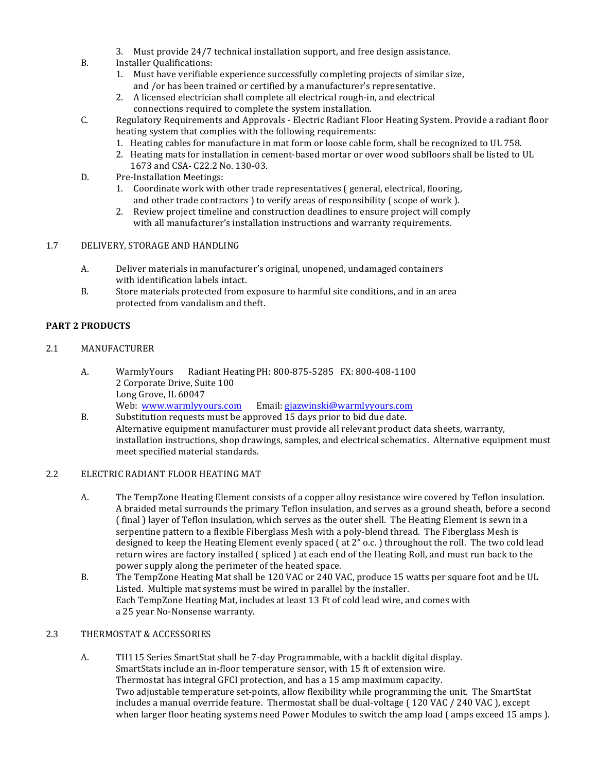3. Must provide 24/7 technical installation support, and free design assistance.

B. Installer Qualifications:
   1. Must have verifiable experience successfully completing projects of similar size, and /or has been trained or certified by a manufacturer's representative.
   2. A licensed electrician shall complete all electrical rough-in, and electrical connections required to complete the system installation.

C. Regulatory Requirements and Approvals - Electric Radiant Floor Heating System. Provide a radiant floor heating system that complies with the following requirements:
   1. Heating cables for manufacture in mat form or loose cable form, shall be recognized to UL 758.
   2. Heating mats for installation in cement-based mortar or over wood subfloors shall be listed to UL 1673 and CSA- C22.2 No. 130-03.

D. Pre-Installation Meetings:
   1. Coordinate work with other trade representatives ( general, electrical, flooring, and other trade contractors ) to verify areas of responsibility ( scope of work ).
   2. Review project timeline and construction deadlines to ensure project will comply with all manufacturer's installation instructions and warranty requirements.

## 1.7 DELIVERY, STORAGE AND HANDLING

A. Deliver materials in manufacturer's original, unopened, undamaged containers with identification labels intact.

B. Store materials protected from exposure to harmful site conditions, and in an area protected from vandalism and theft.

# PART 2 PRODUCTS

## 2.1 MANUFACTURER

A. WarmlyYours Radiant Heating PH: 800-875-5285 FX: 800-408-1100
   2 Corporate Drive, Suite 100
   Long Grove, IL 60047
   Web: [www.warmlyyours.com](http://www.warmlyyours.com) Email: [gjazwinski@warmlyyours.com](mailto:gjazwinski@warmlyyours.com)

B. Substitution requests must be approved 15 days prior to bid due date.
   Alternative equipment manufacturer must provide all relevant product data sheets, warranty, installation instructions, shop drawings, samples, and electrical schematics. Alternative equipment must meet specified material standards.

## 2.2 ELECTRIC RADIANT FLOOR HEATING MAT

A. The TempZone Heating Element consists of a copper alloy resistance wire covered by Teflon insulation. A braided metal surrounds the primary Teflon insulation, and serves as a ground sheath, before a second ( final ) layer of Teflon insulation, which serves as the outer shell. The Heating Element is sewn in a serpentine pattern to a flexible Fiberglass Mesh with a poly-blend thread. The Fiberglass Mesh is designed to keep the Heating Element evenly spaced ( at 2" o.c. ) throughout the roll. The two cold lead return wires are factory installed ( spliced ) at each end of the Heating Roll, and must run back to the power supply along the perimeter of the heated space.

B. The TempZone Heating Mat shall be 120 VAC or 240 VAC, produce 15 watts per square foot and be UL Listed. Multiple mat systems must be wired in parallel by the installer.
   Each TempZone Heating Mat, includes at least 13 Ft of cold lead wire, and comes with a 25 year No-Nonsense warranty.

## 2.3 THERMOSTAT & ACCESSORIES

A. TH115 Series SmartStat shall be 7-day Programmable, with a backlit digital display.
   SmartStats include an in-floor temperature sensor, with 15 ft of extension wire.
   Thermostat has integral GFCI protection, and has a 15 amp maximum capacity.
   Two adjustable temperature set-points, allow flexibility while programming the unit. The SmartStat includes a manual override feature. Thermostat shall be dual-voltage ( 120 VAC / 240 VAC ), except when larger floor heating systems need Power Modules to switch the amp load ( amps exceed 15 amps ).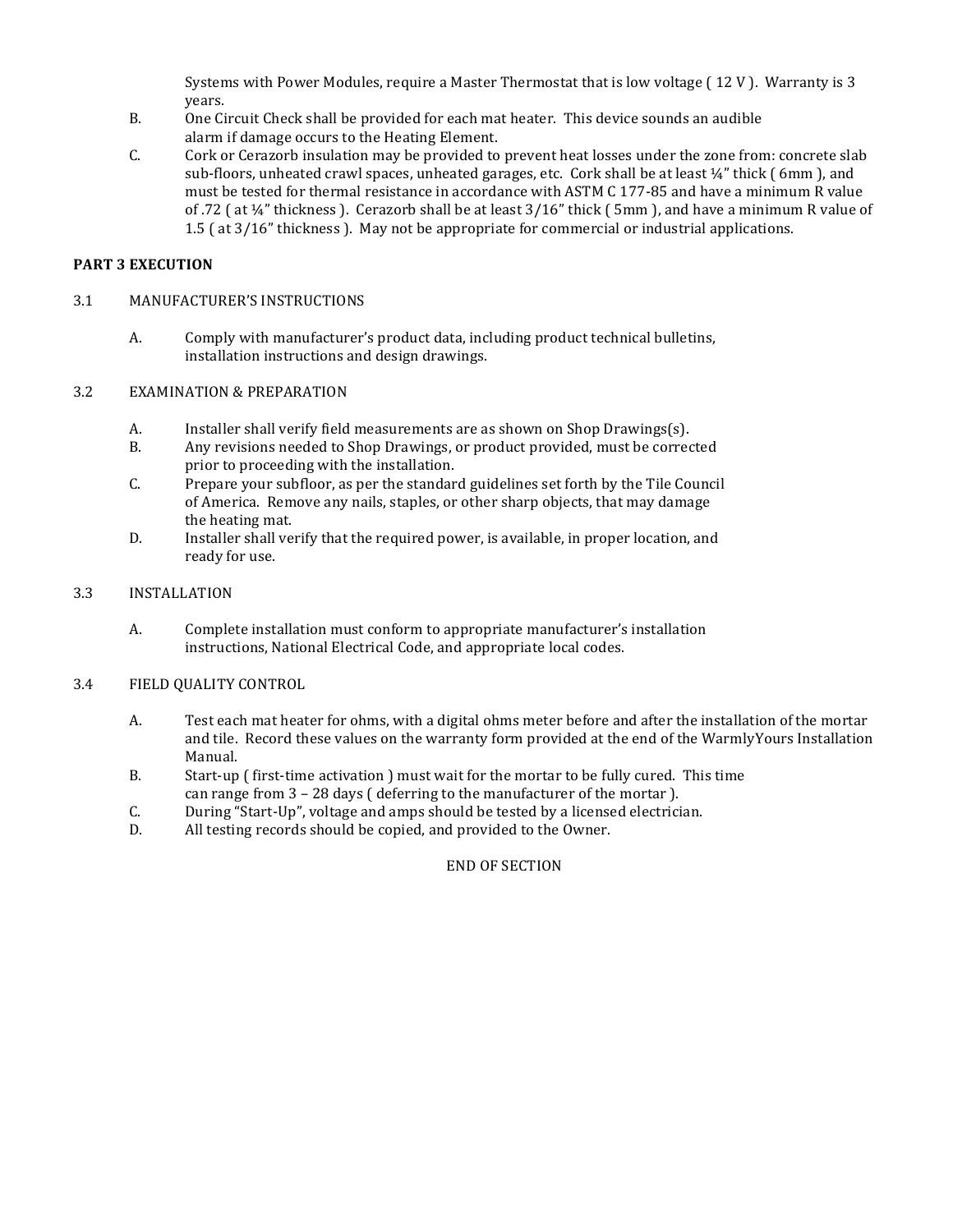Systems with Power Modules, require a Master Thermostat that is low voltage ( 12 V ). Warranty is 3 years.

B. One Circuit Check shall be provided for each mat heater. This device sounds an audible alarm if damage occurs to the Heating Element.

C. Cork or Cerazorb insulation may be provided to prevent heat losses under the zone from: concrete slab sub-floors, unheated crawl spaces, unheated garages, etc. Cork shall be at least ¼" thick ( 6mm ), and must be tested for thermal resistance in accordance with ASTM C 177-85 and have a minimum R value of .72 ( at ¼" thickness ). Cerazorb shall be at least 3/16" thick ( 5mm ), and have a minimum R value of 1.5 ( at 3/16" thickness ). May not be appropriate for commercial or industrial applications.

## PART 3 EXECUTION

### 3.1 MANUFACTURER'S INSTRUCTIONS

A. Comply with manufacturer's product data, including product technical bulletins, installation instructions and design drawings.

### 3.2 EXAMINATION & PREPARATION

A. Installer shall verify field measurements are as shown on Shop Drawings(s).

B. Any revisions needed to Shop Drawings, or product provided, must be corrected prior to proceeding with the installation.

C. Prepare your subfloor, as per the standard guidelines set forth by the Tile Council of America. Remove any nails, staples, or other sharp objects, that may damage the heating mat.

D. Installer shall verify that the required power, is available, in proper location, and ready for use.

### 3.3 INSTALLATION

A. Complete installation must conform to appropriate manufacturer's installation instructions, National Electrical Code, and appropriate local codes.

### 3.4 FIELD QUALITY CONTROL

A. Test each mat heater for ohms, with a digital ohms meter before and after the installation of the mortar and tile. Record these values on the warranty form provided at the end of the WarmlyYours Installation Manual.

B. Start-up ( first-time activation ) must wait for the mortar to be fully cured. This time can range from 3 – 28 days ( deferring to the manufacturer of the mortar ).

C. During "Start-Up", voltage and amps should be tested by a licensed electrician.

D. All testing records should be copied, and provided to the Owner.

END OF SECTION